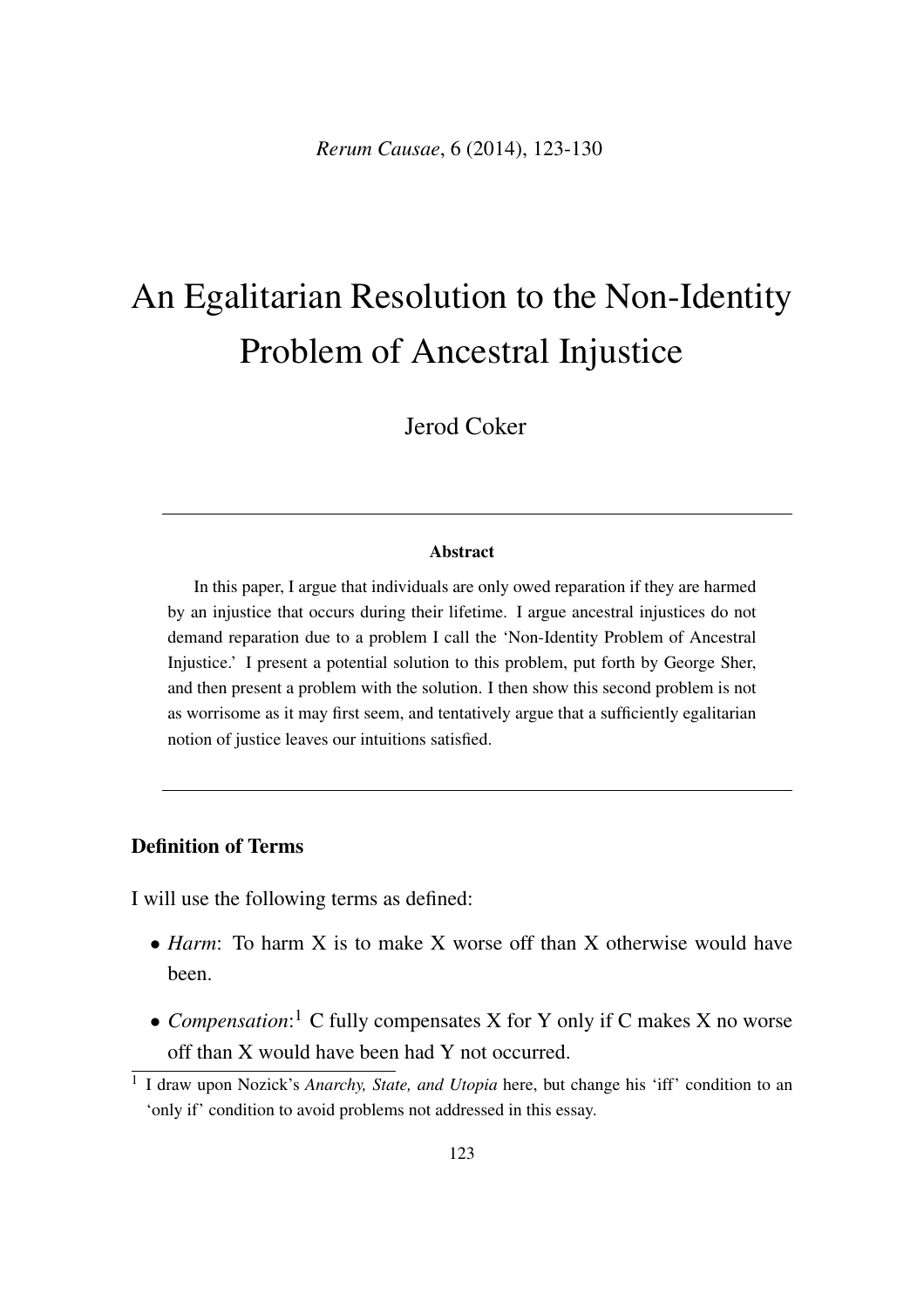# An Egalitarian Resolution to the Non-Identity Problem of Ancestral Injustice

Jerod Coker

---

**Abstract**

In this paper, I argue that individuals are only owed reparation if they are harmed by an injustice that occurs during their lifetime. I argue ancestral injustices do not demand reparation due to a problem I call the 'Non-Identity Problem of Ancestral Injustice.' I present a potential solution to this problem, put forth by George Sher, and then present a problem with the solution. I then show this second problem is not as worrisome as it may first seem, and tentatively argue that a sufficiently egalitarian notion of justice leaves our intuitions satisfied.

---

## Definition of Terms

I will use the following terms as defined:

- *Harm*: To harm X is to make X worse off than X otherwise would have been.
- *Compensation*:[1] C fully compensates X for Y only if C makes X no worse off than X would have been had Y not occurred.

[1] I draw upon Nozick's *Anarchy, State, and Utopia* here, but change his 'iff' condition to an 'only if' condition to avoid problems not addressed in this essay.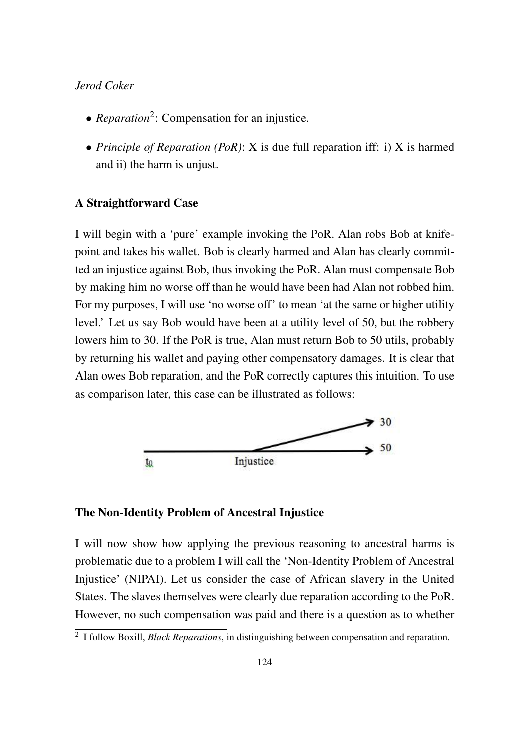- *Reparation*[2]: Compensation for an injustice.
- *Principle of Reparation (PoR)*: X is due full reparation iff: i) X is harmed and ii) the harm is unjust.

### A Straightforward Case

I will begin with a 'pure' example invoking the PoR. Alan robs Bob at knife-point and takes his wallet. Bob is clearly harmed and Alan has clearly committed an injustice against Bob, thus invoking the PoR. Alan must compensate Bob by making him no worse off than he would have been had Alan not robbed him. For my purposes, I will use 'no worse off' to mean 'at the same or higher utility level.' Let us say Bob would have been at a utility level of 50, but the robbery lowers him to 30. If the PoR is true, Alan must return Bob to 50 utils, probably by returning his wallet and paying other compensatory damages. It is clear that Alan owes Bob reparation, and the PoR correctly captures this intuition. To use as comparison later, this case can be illustrated as follows:

30

50

$t_0$

Injustice

### The Non-Identity Problem of Ancestral Injustice

I will now show how applying the previous reasoning to ancestral harms is problematic due to a problem I will call the 'Non-Identity Problem of Ancestral Injustice' (NIPAI). Let us consider the case of African slavery in the United States. The slaves themselves were clearly due reparation according to the PoR. However, no such compensation was paid and there is a question as to whether

[2] I follow Boxill, *Black Reparations*, in distinguishing between compensation and reparation.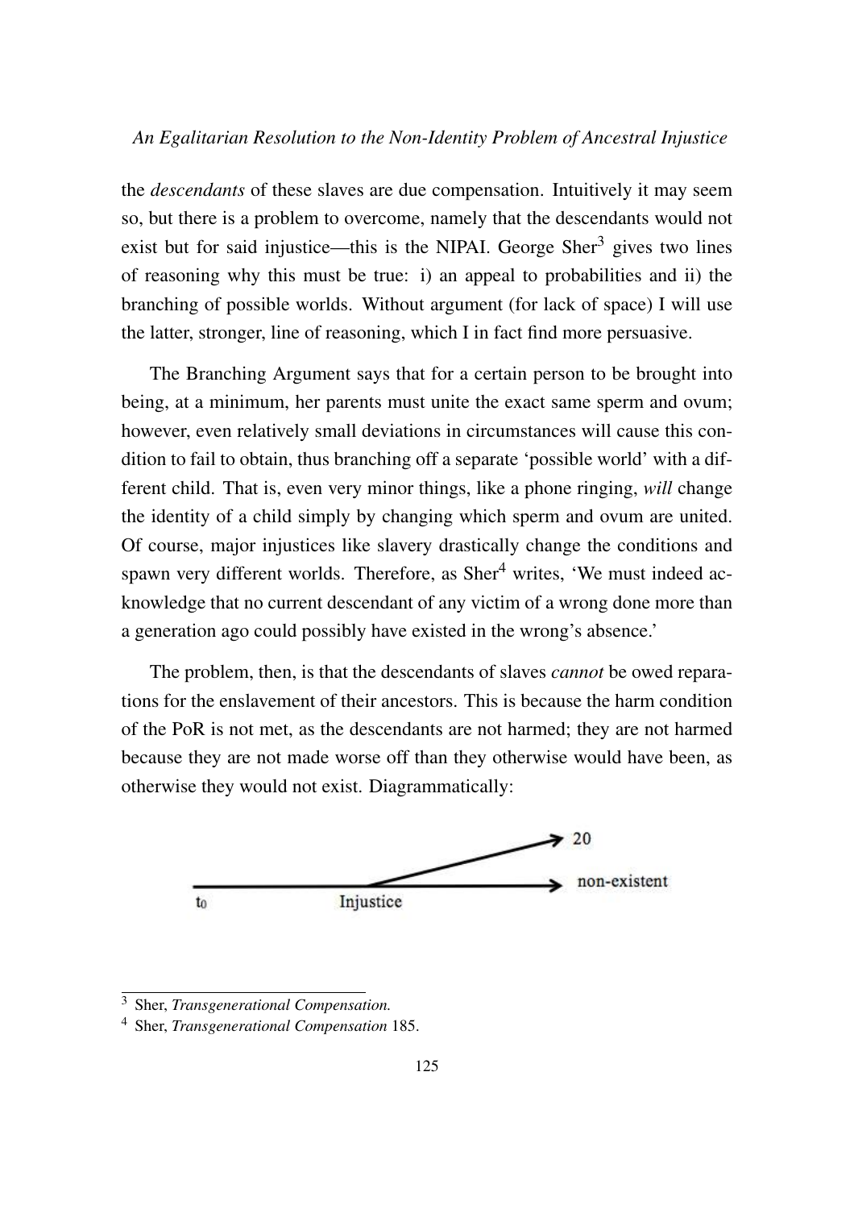the *descendants* of these slaves are due compensation. Intuitively it may seem so, but there is a problem to overcome, namely that the descendants would not exist but for said injustice—this is the NIPAI. George Sher[3] gives two lines of reasoning why this must be true: i) an appeal to probabilities and ii) the branching of possible worlds. Without argument (for lack of space) I will use the latter, stronger, line of reasoning, which I in fact find more persuasive.

The Branching Argument says that for a certain person to be brought into being, at a minimum, her parents must unite the exact same sperm and ovum; however, even relatively small deviations in circumstances will cause this condition to fail to obtain, thus branching off a separate 'possible world' with a different child. That is, even very minor things, like a phone ringing, *will* change the identity of a child simply by changing which sperm and ovum are united. Of course, major injustices like slavery drastically change the conditions and spawn very different worlds. Therefore, as Sher[4] writes, 'We must indeed acknowledge that no current descendant of any victim of a wrong done more than a generation ago could possibly have existed in the wrong's absence.'

The problem, then, is that the descendants of slaves *cannot* be owed reparations for the enslavement of their ancestors. This is because the harm condition of the PoR is not met, as the descendants are not harmed; they are not harmed because they are not made worse off than they otherwise would have been, as otherwise they would not exist. Diagrammatically:

20

non-existent

$t_0$

Injustice

[3] Sher, *Transgenerational Compensation.*

[4] Sher, *Transgenerational Compensation* 185.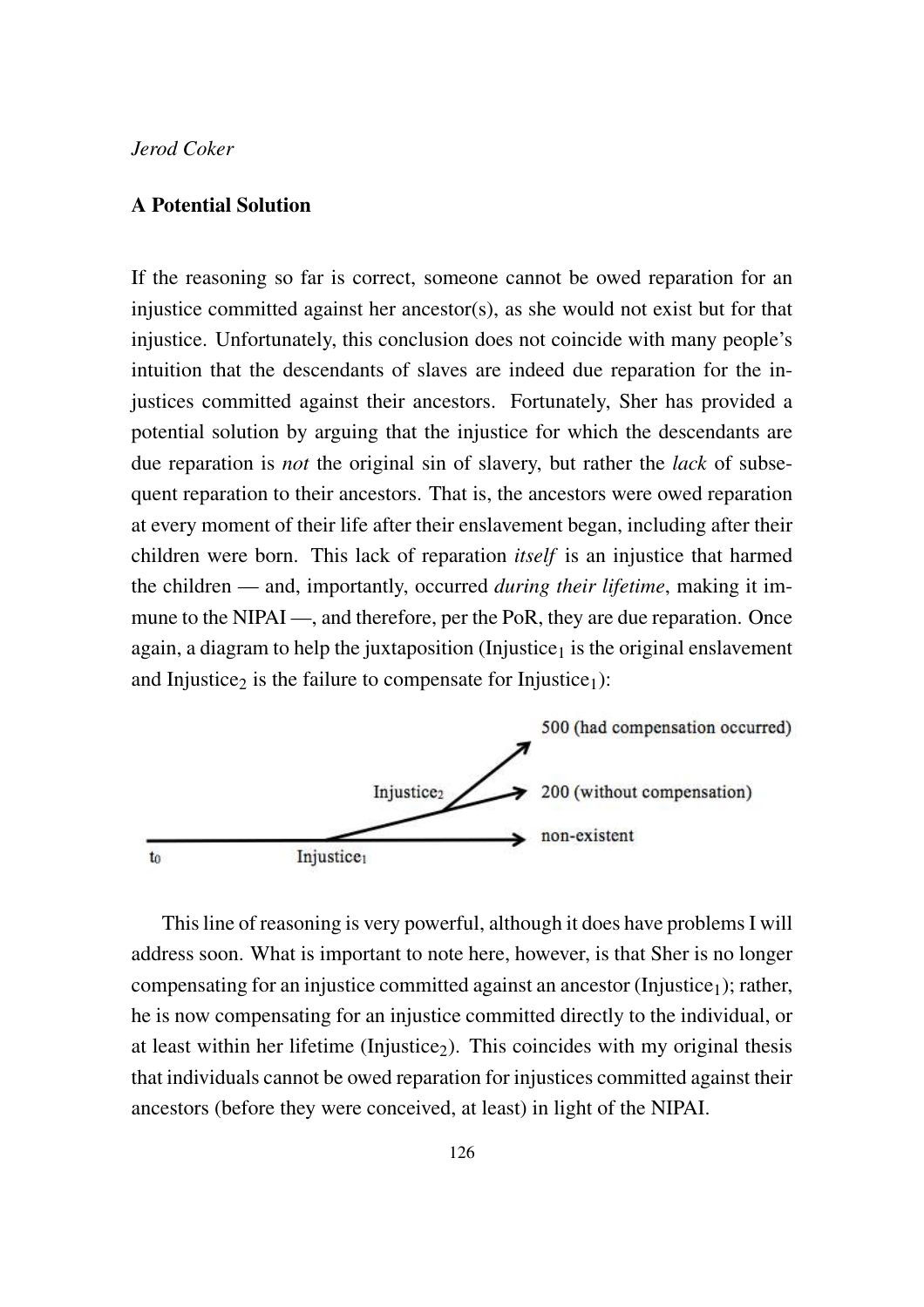## A Potential Solution

If the reasoning so far is correct, someone cannot be owed reparation for an injustice committed against her ancestor(s), as she would not exist but for that injustice. Unfortunately, this conclusion does not coincide with many people's intuition that the descendants of slaves are indeed due reparation for the injustices committed against their ancestors. Fortunately, Sher has provided a potential solution by arguing that the injustice for which the descendants are due reparation is *not* the original sin of slavery, but rather the *lack* of subsequent reparation to their ancestors. That is, the ancestors were owed reparation at every moment of their life after their enslavement began, including after their children were born. This lack of reparation *itself* is an injustice that harmed the children — and, importantly, occurred *during their lifetime*, making it immune to the NIPAI —, and therefore, per the PoR, they are due reparation. Once again, a diagram to help the juxtaposition ($\text{Injustice}_1$ is the original enslavement and $\text{Injustice}_2$ is the failure to compensate for $\text{Injustice}_1$):

500 (had compensation occurred)

$\text{Injustice}_2$

200 (without compensation)

non-existent

$t_0$

$\text{Injustice}_1$

This line of reasoning is very powerful, although it does have problems I will address soon. What is important to note here, however, is that Sher is no longer compensating for an injustice committed against an ancestor ($\text{Injustice}_1$); rather, he is now compensating for an injustice committed directly to the individual, or at least within her lifetime ($\text{Injustice}_2$). This coincides with my original thesis that individuals cannot be owed reparation for injustices committed against their ancestors (before they were conceived, at least) in light of the NIPAI.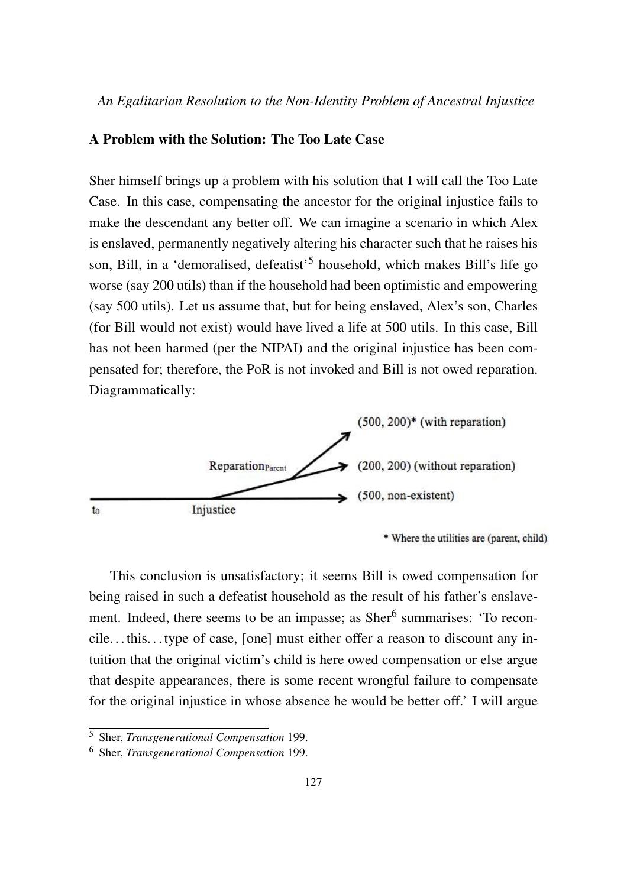## A Problem with the Solution: The Too Late Case

Sher himself brings up a problem with his solution that I will call the Too Late Case. In this case, compensating the ancestor for the original injustice fails to make the descendant any better off. We can imagine a scenario in which Alex is enslaved, permanently negatively altering his character such that he raises his son, Bill, in a 'demoralised, defeatist'[5] household, which makes Bill's life go worse (say 200 utils) than if the household had been optimistic and empowering (say 500 utils). Let us assume that, but for being enslaved, Alex's son, Charles (for Bill would not exist) would have lived a life at 500 utils. In this case, Bill has not been harmed (per the NIPAI) and the original injustice has been compensated for; therefore, the PoR is not invoked and Bill is not owed reparation. Diagrammatically:

(500, 200)* (with reparation)

Reparation$_{Parent}$

(200, 200) (without reparation)

(500, non-existent)

$t_0$

Injustice

\* Where the utilities are (parent, child)

This conclusion is unsatisfactory; it seems Bill is owed compensation for being raised in such a defeatist household as the result of his father's enslavement. Indeed, there seems to be an impasse; as Sher[6] summarises: 'To reconcile. . . this. . . type of case, [one] must either offer a reason to discount any intuition that the original victim's child is here owed compensation or else argue that despite appearances, there is some recent wrongful failure to compensate for the original injustice in whose absence he would be better off.' I will argue

[5] Sher, *Transgenerational Compensation* 199.

[6] Sher, *Transgenerational Compensation* 199.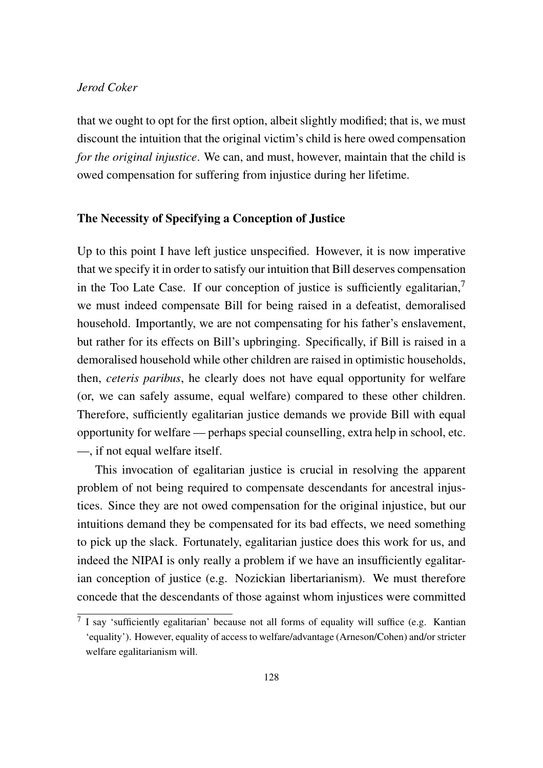that we ought to opt for the first option, albeit slightly modified; that is, we must discount the intuition that the original victim's child is here owed compensation *for the original injustice*. We can, and must, however, maintain that the child is owed compensation for suffering from injustice during her lifetime.

### The Necessity of Specifying a Conception of Justice

Up to this point I have left justice unspecified. However, it is now imperative that we specify it in order to satisfy our intuition that Bill deserves compensation in the Too Late Case. If our conception of justice is sufficiently egalitarian,[7] we must indeed compensate Bill for being raised in a defeatist, demoralised household. Importantly, we are not compensating for his father's enslavement, but rather for its effects on Bill's upbringing. Specifically, if Bill is raised in a demoralised household while other children are raised in optimistic households, then, *ceteris paribus*, he clearly does not have equal opportunity for welfare (or, we can safely assume, equal welfare) compared to these other children. Therefore, sufficiently egalitarian justice demands we provide Bill with equal opportunity for welfare — perhaps special counselling, extra help in school, etc. —, if not equal welfare itself.

This invocation of egalitarian justice is crucial in resolving the apparent problem of not being required to compensate descendants for ancestral injustices. Since they are not owed compensation for the original injustice, but our intuitions demand they be compensated for its bad effects, we need something to pick up the slack. Fortunately, egalitarian justice does this work for us, and indeed the NIPAI is only really a problem if we have an insufficiently egalitarian conception of justice (e.g. Nozickian libertarianism). We must therefore concede that the descendants of those against whom injustices were committed

[7] I say 'sufficiently egalitarian' because not all forms of equality will suffice (e.g. Kantian 'equality'). However, equality of access to welfare/advantage (Arneson/Cohen) and/or stricter welfare egalitarianism will.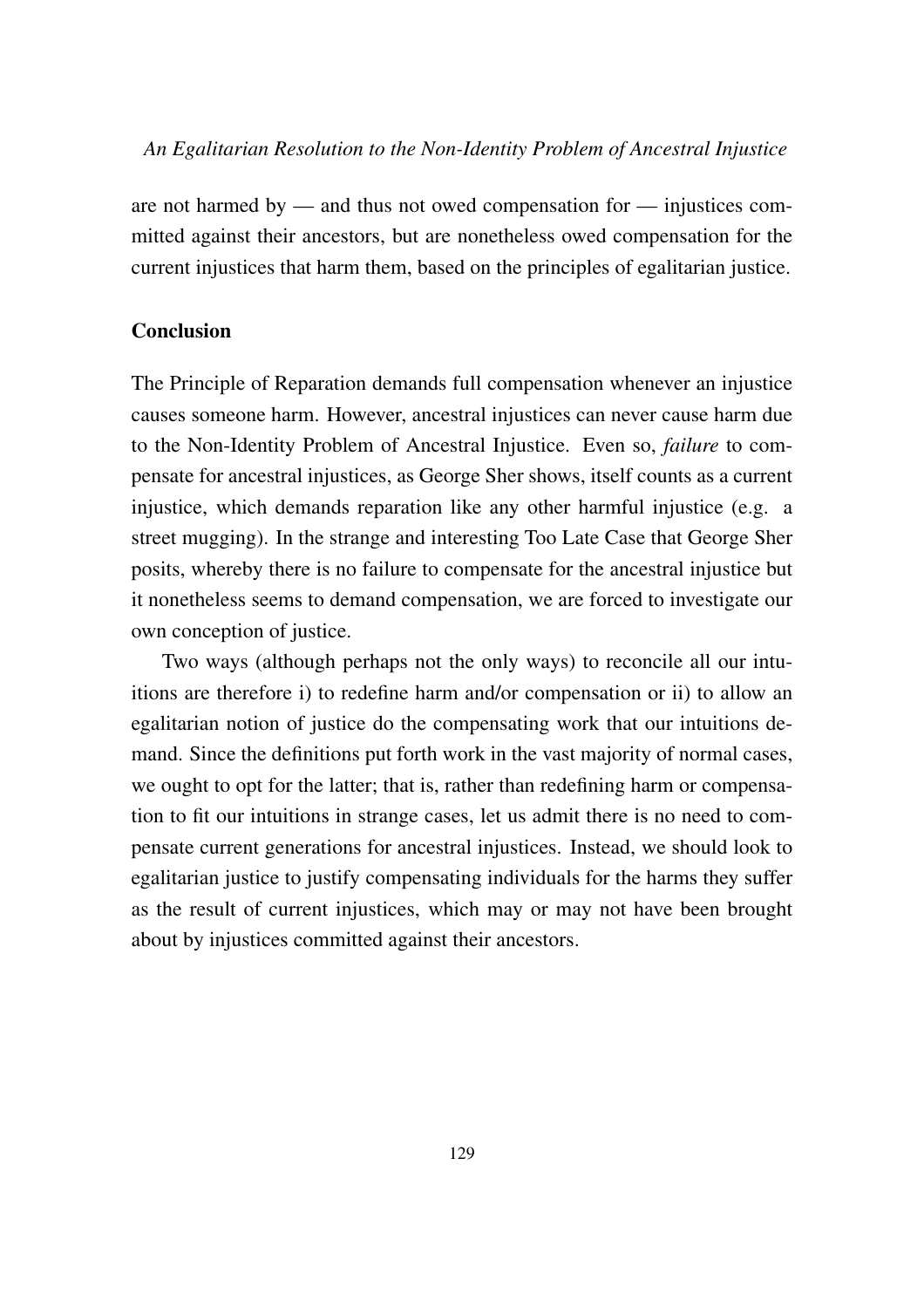are not harmed by — and thus not owed compensation for — injustices committed against their ancestors, but are nonetheless owed compensation for the current injustices that harm them, based on the principles of egalitarian justice.

## Conclusion

The Principle of Reparation demands full compensation whenever an injustice causes someone harm. However, ancestral injustices can never cause harm due to the Non-Identity Problem of Ancestral Injustice. Even so, *failure* to compensate for ancestral injustices, as George Sher shows, itself counts as a current injustice, which demands reparation like any other harmful injustice (e.g. a street mugging). In the strange and interesting Too Late Case that George Sher posits, whereby there is no failure to compensate for the ancestral injustice but it nonetheless seems to demand compensation, we are forced to investigate our own conception of justice.

Two ways (although perhaps not the only ways) to reconcile all our intuitions are therefore i) to redefine harm and/or compensation or ii) to allow an egalitarian notion of justice do the compensating work that our intuitions demand. Since the definitions put forth work in the vast majority of normal cases, we ought to opt for the latter; that is, rather than redefining harm or compensation to fit our intuitions in strange cases, let us admit there is no need to compensate current generations for ancestral injustices. Instead, we should look to egalitarian justice to justify compensating individuals for the harms they suffer as the result of current injustices, which may or may not have been brought about by injustices committed against their ancestors.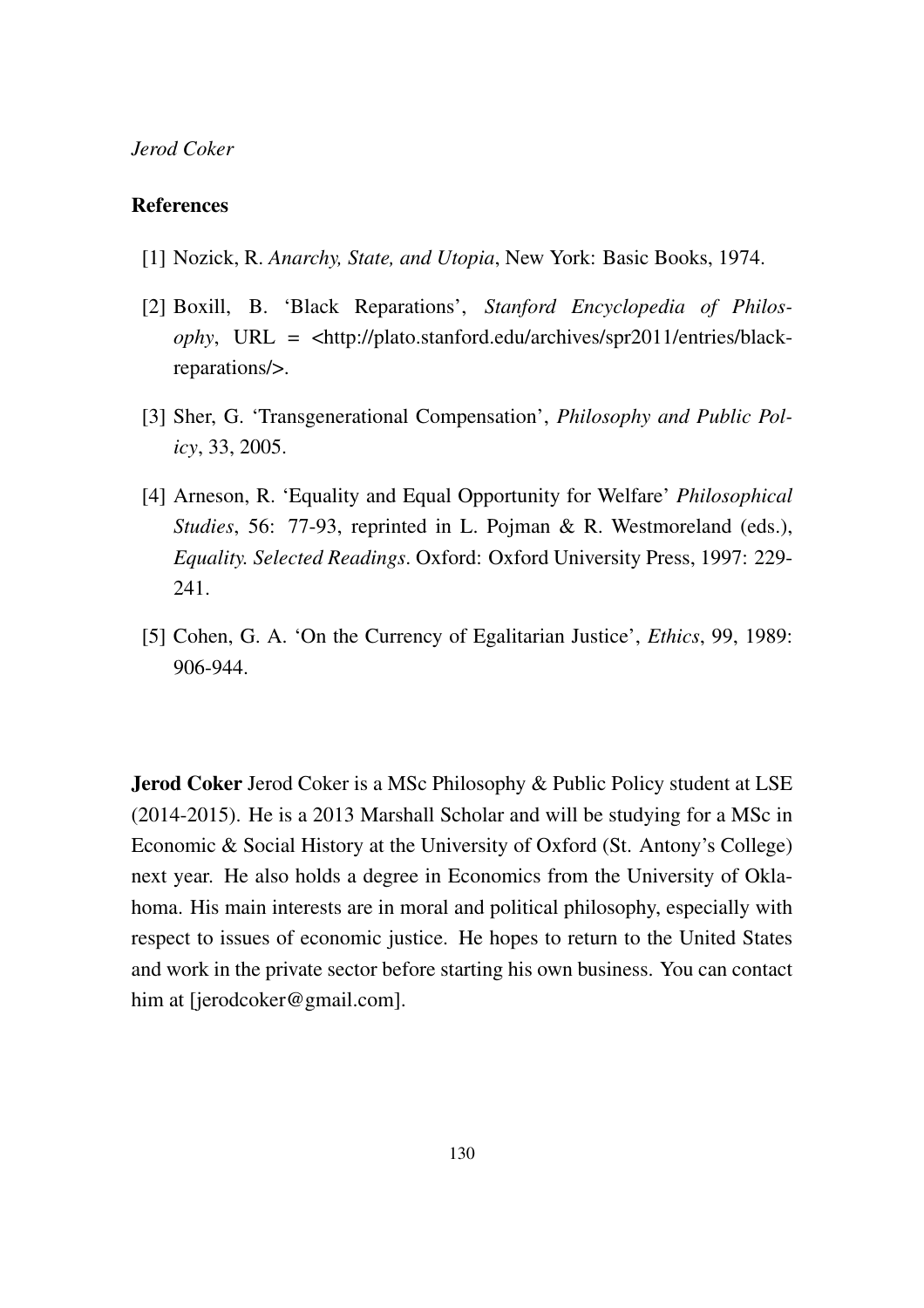## References

[1] Nozick, R. *Anarchy, State, and Utopia*, New York: Basic Books, 1974.

[2] Boxill, B. 'Black Reparations', *Stanford Encyclopedia of Philosophy*, URL = <http://plato.stanford.edu/archives/spr2011/entries/black-reparations/>.

[3] Sher, G. 'Transgenerational Compensation', *Philosophy and Public Policy*, 33, 2005.

[4] Arneson, R. 'Equality and Equal Opportunity for Welfare' *Philosophical Studies*, 56: 77-93, reprinted in L. Pojman & R. Westmoreland (eds.), *Equality. Selected Readings*. Oxford: Oxford University Press, 1997: 229-241.

[5] Cohen, G. A. 'On the Currency of Egalitarian Justice', *Ethics*, 99, 1989: 906-944.

**Jerod Coker** Jerod Coker is a MSc Philosophy & Public Policy student at LSE (2014-2015). He is a 2013 Marshall Scholar and will be studying for a MSc in Economic & Social History at the University of Oxford (St. Antony's College) next year. He also holds a degree in Economics from the University of Oklahoma. His main interests are in moral and political philosophy, especially with respect to issues of economic justice. He hopes to return to the United States and work in the private sector before starting his own business. You can contact him at [jerodcoker@gmail.com].